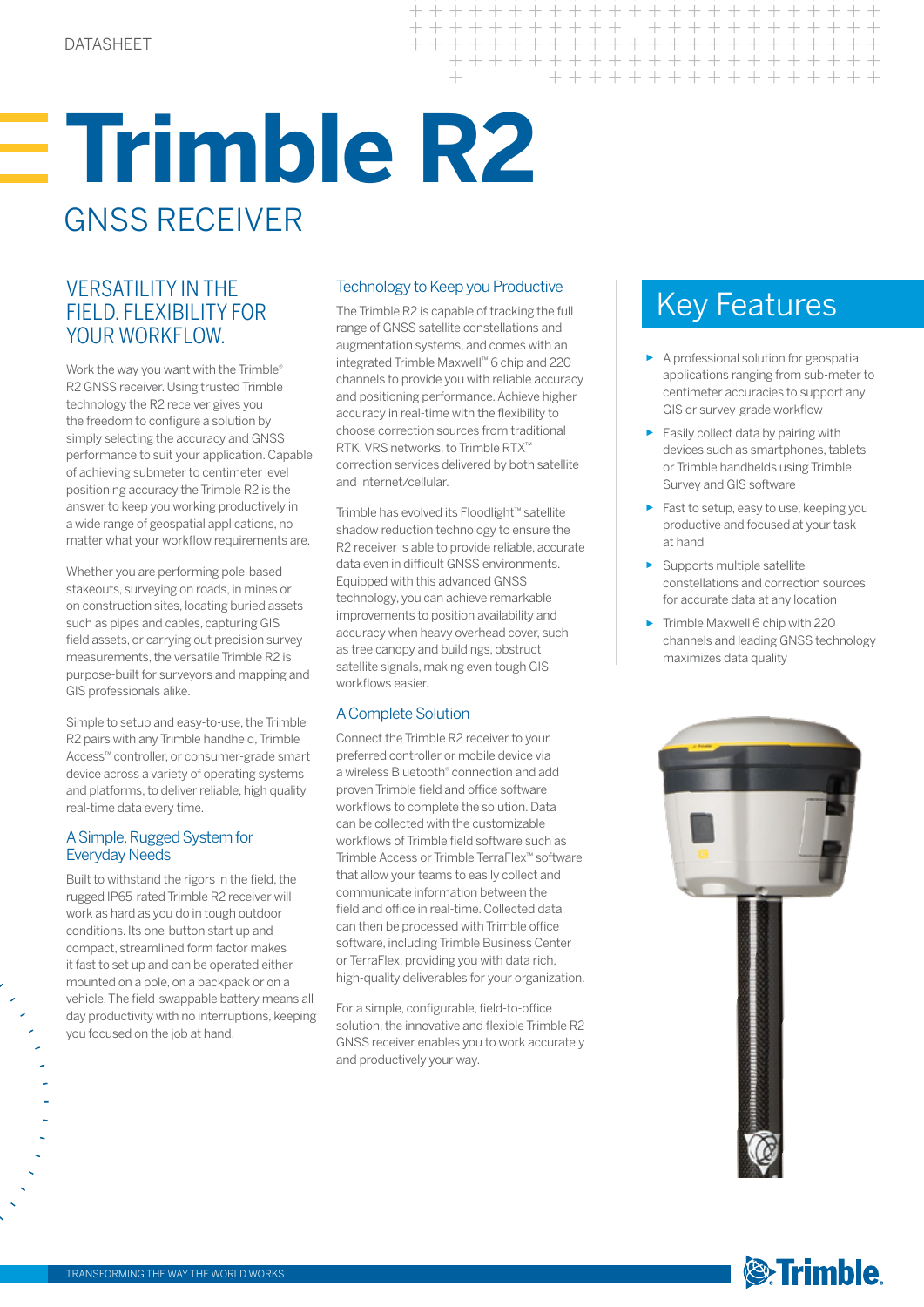DATASHEET

# Trimble R2

## GNSS RECEIVER

### VERSATILITY IN THE FIELD. FLEXIBILITY FOR YOUR WORKFLOW.

Work the way you want with the Trimble® R2 GNSS receiver. Using trusted Trimble technology the R2 receiver gives you the freedom to configure a solution by simply selecting the accuracy and GNSS performance to suit your application. Capable of achieving submeter to centimeter level positioning accuracy the Trimble R2 is the answer to keep you working productively in a wide range of geospatial applications, no matter what your workflow requirements are.

Whether you are performing pole-based stakeouts, surveying on roads, in mines or on construction sites, locating buried assets such as pipes and cables, capturing GIS field assets, or carrying out precision survey measurements, the versatile Trimble R2 is purpose-built for surveyors and mapping and GIS professionals alike.

Simple to setup and easy-to-use, the Trimble R2 pairs with any Trimble handheld, Trimble Access™ controller, or consumer-grade smart device across a variety of operating systems and platforms, to deliver reliable, high quality real-time data every time.

### A Simple, Rugged System for Everyday Needs

Built to withstand the rigors in the field, the rugged IP65-rated Trimble R2 receiver will work as hard as you do in tough outdoor conditions. Its one-button start up and compact, streamlined form factor makes it fast to set up and can be operated either mounted on a pole, on a backpack or on a vehicle. The field-swappable battery means all day productivity with no interruptions, keeping you focused on the job at hand.

### Technology to Keep you Productive

The Trimble R2 is capable of tracking the full range of GNSS satellite constellations and augmentation systems, and comes with an integrated Trimble Maxwell™ 6 chip and 220 channels to provide you with reliable accuracy and positioning performance. Achieve higher accuracy in real-time with the flexibility to choose correction sources from traditional RTK, VRS networks, to Trimble RTX™ correction services delivered by both satellite and Internet/cellular.

Trimble has evolved its Floodlight™ satellite shadow reduction technology to ensure the R2 receiver is able to provide reliable, accurate data even in difficult GNSS environments. Equipped with this advanced GNSS technology, you can achieve remarkable improvements to position availability and accuracy when heavy overhead cover, such as tree canopy and buildings, obstruct satellite signals, making even tough GIS workflows easier.

### A Complete Solution

Connect the Trimble R2 receiver to your preferred controller or mobile device via a wireless Bluetooth® connection and add proven Trimble field and office software workflows to complete the solution. Data can be collected with the customizable workflows of Trimble field software such as Trimble Access or Trimble TerraFlex™ software that allow your teams to easily collect and communicate information between the field and office in real-time. Collected data can then be processed with Trimble office software, including Trimble Business Center or TerraFlex, providing you with data rich, high-quality deliverables for your organization.

For a simple, configurable, field-to-office solution, the innovative and flexible Trimble R2 GNSS receiver enables you to work accurately and productively your way.

## Key Features

- A professional solution for geospatial applications ranging from sub-meter to centimeter accuracies to support any GIS or survey-grade workflow
- Easily collect data by pairing with devices such as smartphones, tablets or Trimble handhelds using Trimble Survey and GIS software
- Fast to setup, easy to use, keeping you productive and focused at your task at hand
- Supports multiple satellite constellations and correction sources for accurate data at any location
- Trimble Maxwell 6 chip with 220 channels and leading GNSS technology maximizes data quality

TRANSFORMING THE WAY THE WORLD WORKS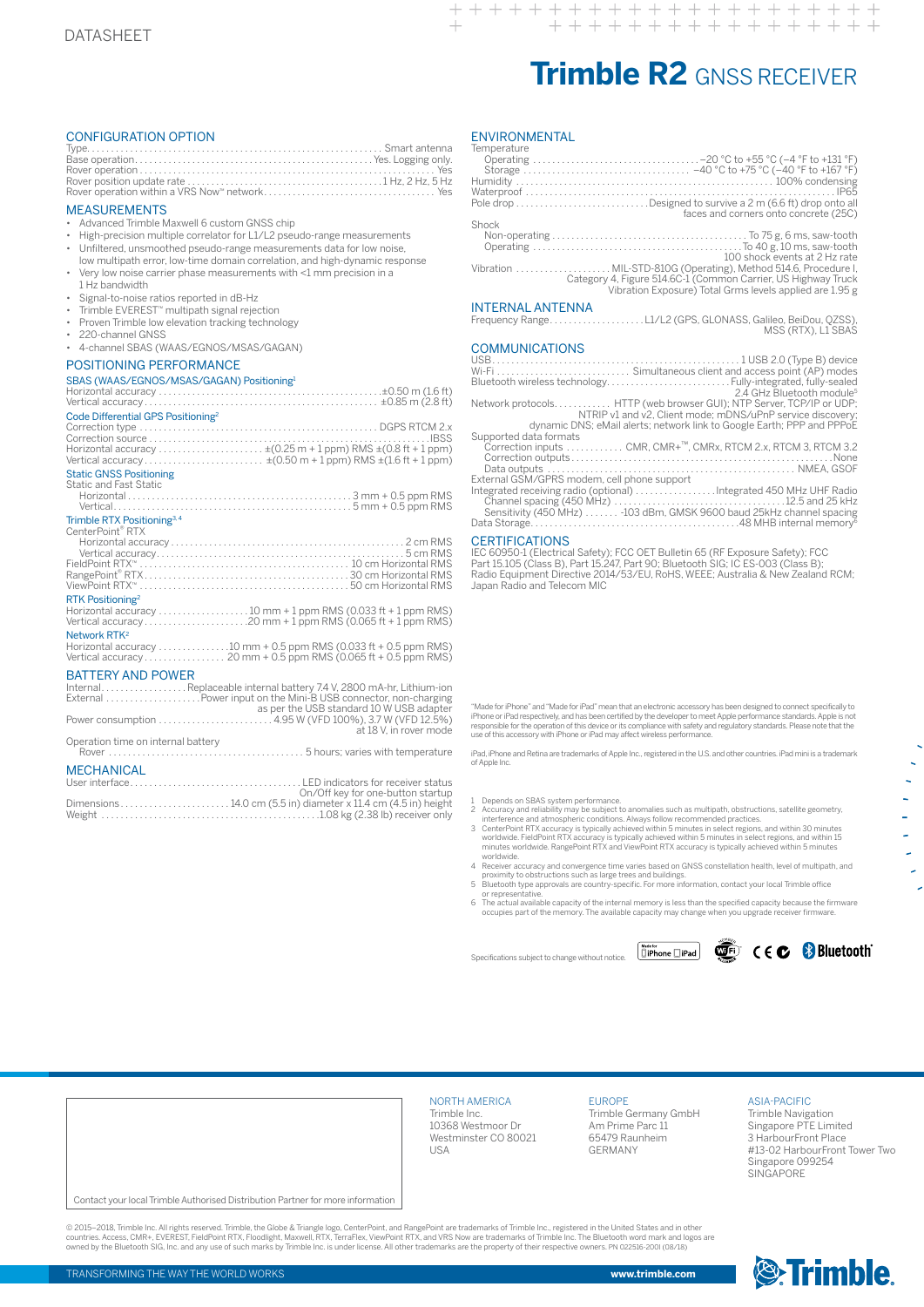DATASHEET

# Trimble R2 GNSS RECEIVER

## CONFIGURATION OPTION

Type...................................................................Smart antenna
Base operation.................................................Yes. Logging only.
Rover operation..................................................................Yes
Rover position update rate.....................................1 Hz, 2 Hz, 5 Hz
Rover operation within a VRS Now™ network.................................Yes

## MEASUREMENTS

- Advanced Trimble Maxwell 6 custom GNSS chip
- High-precision multiple correlator for L1/L2 pseudo-range measurements
- Unfiltered, unsmoothed pseudo-range measurements data for low noise, low multipath error, low-time domain correlation, and high-dynamic response
- Very low noise carrier phase measurements with <1 mm precision in a 1 Hz bandwidth
- Signal-to-noise ratios reported in dB-Hz
- Trimble EVEREST™ multipath signal rejection
- Proven Trimble low elevation tracking technology
- 220-channel GNSS
- 4-channel SBAS (WAAS/EGNOS/MSAS/GAGAN)

## POSITIONING PERFORMANCE

### SBAS (WAAS/EGNOS/MSAS/GAGAN) Positioning[1]

Horizontal accuracy.............................................±0.50 m (1.6 ft)
Vertical accuracy...............................................±0.85 m (2.8 ft)

### Code Differential GPS Positioning[2]

Correction type.................................................DGPS RTCM 2.x
Correction source......................................................IBSS
Horizontal accuracy..................±(0.25 m + 1 ppm) RMS ±(0.8 ft + 1 ppm)
Vertical accuracy....................±(0.50 m + 1 ppm) RMS ±(1.6 ft + 1 ppm)

### Static GNSS Positioning

Static and Fast Static
Horizontal......................................................3 mm + 0.5 ppm RMS
Vertical........................................................5 mm + 0.5 ppm RMS

### Trimble RTX Positioning[3,4]

CenterPoint® RTX
Horizontal accuracy.............................................2 cm RMS
Vertical accuracy...............................................5 cm RMS
FieldPoint RTX™.................................................10 cm Horizontal RMS
RangePoint® RTX.................................................30 cm Horizontal RMS
ViewPoint RTX™..................................................50 cm Horizontal RMS

### RTK Positioning[2]

Horizontal accuracy..................10 mm + 1 ppm RMS (0.033 ft + 1 ppm RMS)
Vertical accuracy....................20 mm + 1 ppm RMS (0.065 ft + 1 ppm RMS)

### Network RTK[2]

Horizontal accuracy..............10 mm + 0.5 ppm RMS (0.033 ft + 0.5 ppm RMS)
Vertical accuracy................20 mm + 0.5 ppm RMS (0.065 ft + 0.5 ppm RMS)

## BATTERY AND POWER

Internal...................Replaceable internal battery 7.4 V, 2800 mA-hr, Lithium-ion
External...................Power input on the Mini-B USB connector, non-charging as per the USB standard 10 W USB adapter
Power consumption..................4.95 W (VFD 100%), 3.7 W (VFD 12.5%) at 18 V, in rover mode

Operation time on internal battery
Rover..................................5 hours; varies with temperature

## MECHANICAL

User interface.............................LED indicators for receiver status
On/Off key for one-button startup
Dimensions..............14.0 cm (5.5 in) diameter x 11.4 cm (4.5 in) height
Weight.......................................1.08 kg (2.38 lb) receiver only

## ENVIRONMENTAL

Temperature
Operating.................................–20 °C to +55 °C (–4 °F to +131 °F)
Storage...................................–40 °C to +75 °C (–40 °F to +167 °F)
Humidity..........................................................100% condensing
Waterproof.........................................................................IP65
Pole drop.....................Designed to survive a 2 m (6.6 ft) drop onto all faces and corners onto concrete (25C)

Shock
Non-operating...............................................To 75 g, 6 ms, saw-tooth
Operating...................................................To 40 g, 10 ms, saw-tooth
100 shock events at 2 Hz rate
Vibration..................MIL-STD-810G (Operating), Method 514.6, Procedure I, Category 4, Figure 514.6C-1 (Common Carrier, US Highway Truck Vibration Exposure) Total Grms levels applied are 1.95 g

## INTERNAL ANTENNA

Frequency Range.................L1/L2 (GPS, GLONASS, Galileo, BeiDou, QZSS), MSS (RTX), L1 SBAS

## COMMUNICATIONS

USB.........................................................1 USB 2.0 (Type B) device
Wi-Fi..........................Simultaneous client and access point (AP) modes
Bluetooth wireless technology.......................Fully-integrated, fully-sealed 2.4 GHz Bluetooth module[5]
Network protocols............HTTP (web browser GUI); NTP Server, TCP/IP or UDP; NTRIP v1 and v2, Client mode; mDNS/uPnP service discovery; dynamic DNS; eMail alerts; network link to Google Earth; PPP and PPPoE
Supported data formats
Correction inputs...............CMR, CMR+™, CMRx, RTCM 2.x, RTCM 3, RTCM 3.2
Correction outputs.......................................................None
Data outputs.......................................................NMEA, GSOF
External GSM/GPRS modem, cell phone support
Integrated receiving radio (optional)..................Integrated 450 MHz UHF Radio
Channel spacing (450 MHz).....................................12.5 and 25 kHz
Sensitivity (450 MHz).......-103 dBm, GMSK 9600 baud 25kHz channel spacing
Data Storage.............................................48 MHB internal memory[6]

## CERTIFICATIONS

IEC 60950-1 (Electrical Safety); FCC OET Bulletin 65 (RF Exposure Safety); FCC Part 15.105 (Class B), Part 15.247, Part 90; Bluetooth SIG; IC ES-003 (Class B); Radio Equipment Directive 2014/53/EU, RoHS, WEEE; Australia & New Zealand RCM; Japan Radio and Telecom MIC

"Made for iPhone" and "Made for iPad" mean that an electronic accessory has been designed to connect specifically to iPhone or iPad respectively, and has been certified by the developer to meet Apple performance standards. Apple is not responsible for the operation of this device or its compliance with safety and regulatory standards. Please note that the use of this accessory with iPhone or iPad may affect wireless performance.

iPad, iPhone and Retina are trademarks of Apple Inc., registered in the U.S. and other countries. iPad mini is a trademark of Apple Inc.

1 Depends on SBAS system performance.
2 Accuracy and reliability may be subject to anomalies such as multipath, obstructions, satellite geometry, interference and atmospheric conditions. Always follow recommended practices.
3 CenterPoint RTX accuracy is typically achieved within 5 minutes in select regions, and within 30 minutes worldwide. FieldPoint RTX accuracy is typically achieved within 5 minutes in select regions, and within 15 minutes worldwide. RangePoint RTX and ViewPoint RTX accuracy is typically achieved within 5 minutes worldwide.
4 Receiver accuracy and convergence time varies based on GNSS constellation health, level of multipath, and proximity to obstructions such as large trees and buildings.
5 Bluetooth type approvals are country-specific. For more information, contact your local Trimble office or representative.
6 The actual available capacity of the internal memory is less than the specified capacity because the firmware occupies part of the memory. The available capacity may change when you upgrade receiver firmware.

Specifications subject to change without notice.

Contact your local Trimble Authorised Distribution Partner for more information

**NORTH AMERICA**
Trimble Inc.
10368 Westmoor Dr
Westminster CO 80021
USA

**EUROPE**
Trimble Germany GmbH
Am Prime Parc 11
65479 Raunheim
GERMANY

**ASIA-PACIFIC**
Trimble Navigation
Singapore PTE Limited
3 HarbourFront Place
#13-02 HarbourFront Tower Two
Singapore 099254
SINGAPORE

© 2015–2018, Trimble Inc. All rights reserved. Trimble, the Globe & Triangle logo, CenterPoint, and RangePoint are trademarks of Trimble Inc., registered in the United States and in other countries. Access, CMR+, EVEREST, FieldPoint RTX, Floodlight, Maxwell, RTX, TerraFlex, ViewPoint RTX, and VRS Now are trademarks of Trimble Inc. The Bluetooth word mark and logos are owned by the Bluetooth SIG, Inc. and any use of such marks by Trimble Inc. is under license. All other trademarks are the property of their respective owners. PN 022516-200I (08/18)

TRANSFORMING THE WAY THE WORLD WORKS

www.trimble.com